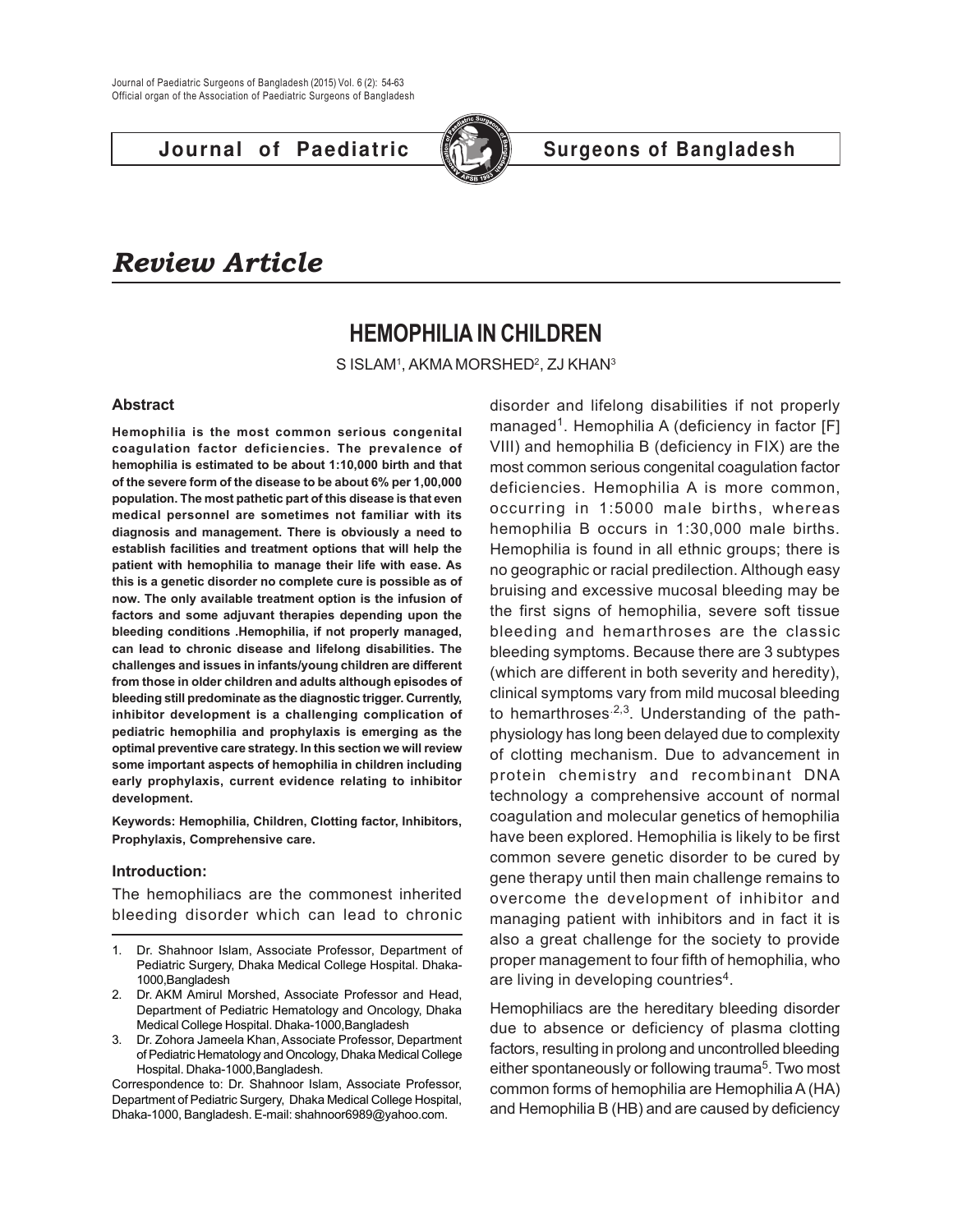# Review Article

## HEMOPHILIA IN CHILDREN

S ISLAM[1], AKMA MORSHED[2], ZJ KHAN[3]

### Abstract

**Hemophilia is the most common serious congenital coagulation factor deficiencies. The prevalence of hemophilia is estimated to be about 1:10,000 birth and that of the severe form of the disease to be about 6% per 1,00,000 population. The most pathetic part of this disease is that even medical personnel are sometimes not familiar with its diagnosis and management. There is obviously a need to establish facilities and treatment options that will help the patient with hemophilia to manage their life with ease. As this is a genetic disorder no complete cure is possible as of now. The only available treatment option is the infusion of factors and some adjuvant therapies depending upon the bleeding conditions .Hemophilia, if not properly managed, can lead to chronic disease and lifelong disabilities. The challenges and issues in infants/young children are different from those in older children and adults although episodes of bleeding still predominate as the diagnostic trigger. Currently, inhibitor development is a challenging complication of pediatric hemophilia and prophylaxis is emerging as the optimal preventive care strategy. In this section we will review some important aspects of hemophilia in children including early prophylaxis, current evidence relating to inhibitor development.**

**Keywords: Hemophilia, Children, Clotting factor, Inhibitors, Prophylaxis, Comprehensive care.**

### Introduction:

The hemophiliacs are the commonest inherited bleeding disorder which can lead to chronic disorder and lifelong disabilities if not properly managed[1]. Hemophilia A (deficiency in factor [F] VIII) and hemophilia B (deficiency in FIX) are the most common serious congenital coagulation factor deficiencies. Hemophilia A is more common, occurring in 1:5000 male births, whereas hemophilia B occurs in 1:30,000 male births. Hemophilia is found in all ethnic groups; there is no geographic or racial predilection. Although easy bruising and excessive mucosal bleeding may be the first signs of hemophilia, severe soft tissue bleeding and hemarthroses are the classic bleeding symptoms. Because there are 3 subtypes (which are different in both severity and heredity), clinical symptoms vary from mild mucosal bleeding to hemarthroses[2,3]. Understanding of the path-physiology has long been delayed due to complexity of clotting mechanism. Due to advancement in protein chemistry and recombinant DNA technology a comprehensive account of normal coagulation and molecular genetics of hemophilia have been explored. Hemophilia is likely to be first common severe genetic disorder to be cured by gene therapy until then main challenge remains to overcome the development of inhibitor and managing patient with inhibitors and in fact it is also a great challenge for the society to provide proper management to four fifth of hemophilia, who are living in developing countries[4].

Hemophiliacs are the hereditary bleeding disorder due to absence or deficiency of plasma clotting factors, resulting in prolong and uncontrolled bleeding either spontaneously or following trauma[5]. Two most common forms of hemophilia are Hemophilia A (HA) and Hemophilia B (HB) and are caused by deficiency

---

1. Dr. Shahnoor Islam, Associate Professor, Department of Pediatric Surgery, Dhaka Medical College Hospital. Dhaka-1000,Bangladesh
2. Dr. AKM Amirul Morshed, Associate Professor and Head, Department of Pediatric Hematology and Oncology, Dhaka Medical College Hospital. Dhaka-1000,Bangladesh
3. Dr. Zohora Jameela Khan, Associate Professor, Department of Pediatric Hematology and Oncology, Dhaka Medical College Hospital. Dhaka-1000,Bangladesh.

Correspondence to: Dr. Shahnoor Islam, Associate Professor, Department of Pediatric Surgery, Dhaka Medical College Hospital, Dhaka-1000, Bangladesh. E-mail: shahnoor6989@yahoo.com.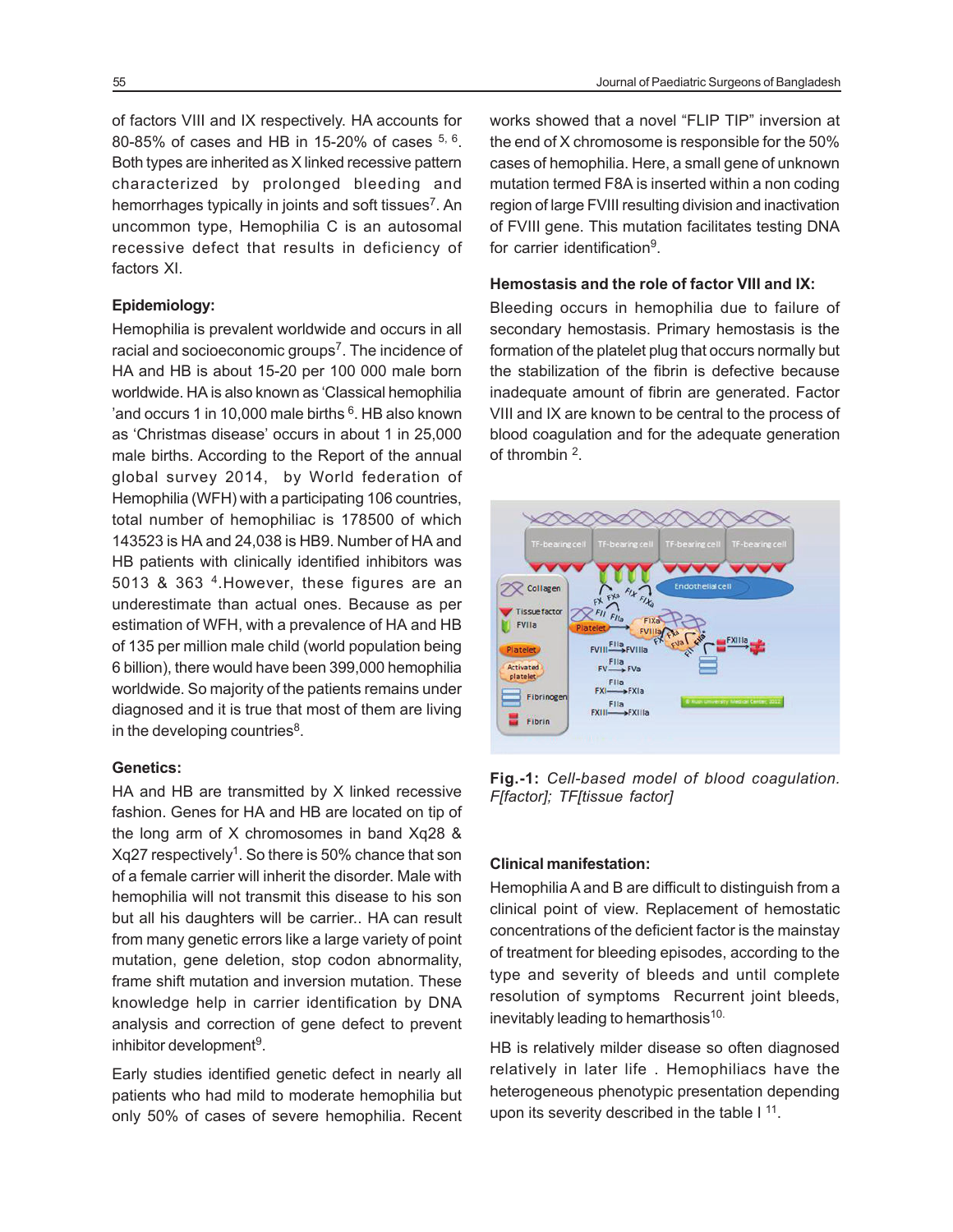of factors VIII and IX respectively. HA accounts for 80-85% of cases and HB in 15-20% of cases [5, 6]. Both types are inherited as X linked recessive pattern characterized by prolonged bleeding and hemorrhages typically in joints and soft tissues[7]. An uncommon type, Hemophilia C is an autosomal recessive defect that results in deficiency of factors XI.

**Epidemiology:**

Hemophilia is prevalent worldwide and occurs in all racial and socioeconomic groups[7]. The incidence of HA and HB is about 15-20 per 100 000 male born worldwide. HA is also known as 'Classical hemophilia 'and occurs 1 in 10,000 male births [6]. HB also known as 'Christmas disease' occurs in about 1 in 25,000 male births. According to the Report of the annual global survey 2014, by World federation of Hemophilia (WFH) with a participating 106 countries, total number of hemophiliac is 178500 of which 143523 is HA and 24,038 is HB9. Number of HA and HB patients with clinically identified inhibitors was 5013 & 363 [4].However, these figures are an underestimate than actual ones. Because as per estimation of WFH, with a prevalence of HA and HB of 135 per million male child (world population being 6 billion), there would have been 399,000 hemophilia worldwide. So majority of the patients remains under diagnosed and it is true that most of them are living in the developing countries[8].

**Genetics:**

HA and HB are transmitted by X linked recessive fashion. Genes for HA and HB are located on tip of the long arm of X chromosomes in band Xq28 & Xq27 respectively[1]. So there is 50% chance that son of a female carrier will inherit the disorder. Male with hemophilia will not transmit this disease to his son but all his daughters will be carrier.. HA can result from many genetic errors like a large variety of point mutation, gene deletion, stop codon abnormality, frame shift mutation and inversion mutation. These knowledge help in carrier identification by DNA analysis and correction of gene defect to prevent inhibitor development[9].

Early studies identified genetic defect in nearly all patients who had mild to moderate hemophilia but only 50% of cases of severe hemophilia. Recent works showed that a novel "FLIP TIP" inversion at the end of X chromosome is responsible for the 50% cases of hemophilia. Here, a small gene of unknown mutation termed F8A is inserted within a non coding region of large FVIII resulting division and inactivation of FVIII gene. This mutation facilitates testing DNA for carrier identification[9].

**Hemostasis and the role of factor VIII and IX:**

Bleeding occurs in hemophilia due to failure of secondary hemostasis. Primary hemostasis is the formation of the platelet plug that occurs normally but the stabilization of the fibrin is defective because inadequate amount of fibrin are generated. Factor VIII and IX are known to be central to the process of blood coagulation and for the adequate generation of thrombin [2].

**Fig.-1:** *Cell-based model of blood coagulation. F[factor]; TF[tissue factor]*

**Clinical manifestation:**

Hemophilia A and B are difficult to distinguish from a clinical point of view. Replacement of hemostatic concentrations of the deficient factor is the mainstay of treatment for bleeding episodes, according to the type and severity of bleeds and until complete resolution of symptoms Recurrent joint bleeds, inevitably leading to hemarthosis[10.]

HB is relatively milder disease so often diagnosed relatively in later life . Hemophiliacs have the heterogeneous phenotypic presentation depending upon its severity described in the table I [11].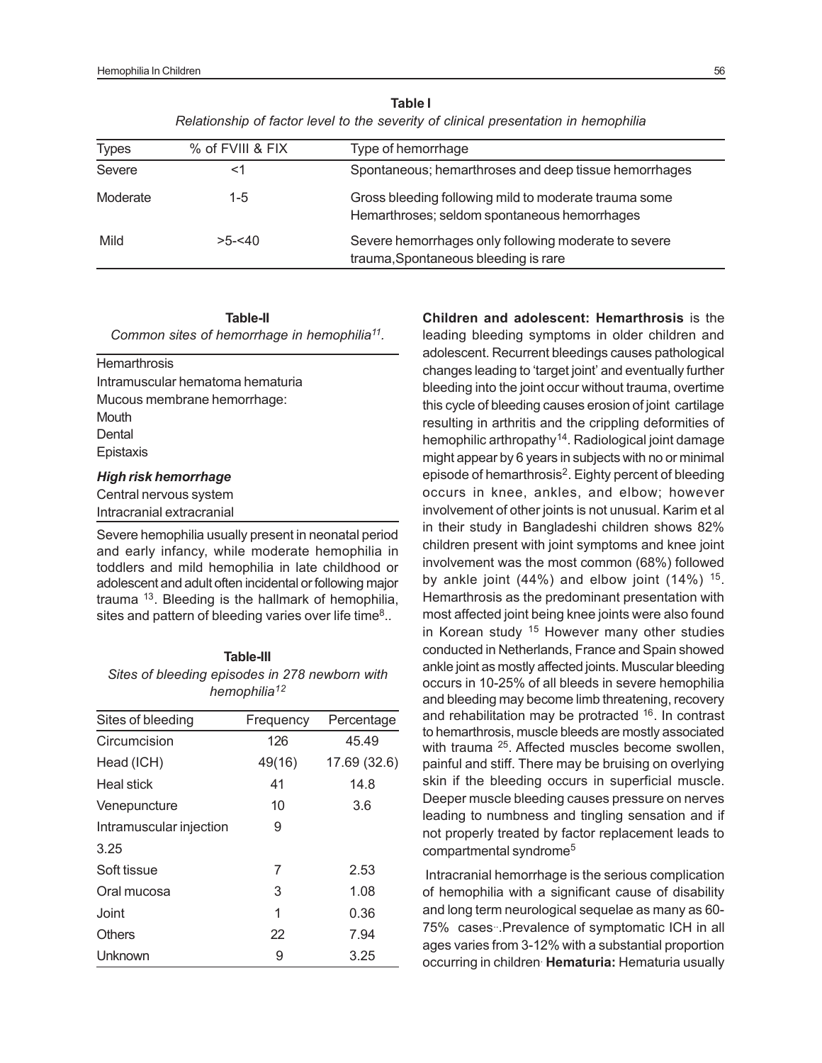**Table I**

*Relationship of factor level to the severity of clinical presentation in hemophilia*

| Types | % of FVIII & FIX | Type of hemorrhage |
|---|---|---|
| Severe | <1 | Spontaneous; hemarthroses and deep tissue hemorrhages |
| Moderate | 1-5 | Gross bleeding following mild to moderate trauma some Hemarthroses; seldom spontaneous hemorrhages |
| Mild | >5-<40 | Severe hemorrhages only following moderate to severe trauma,Spontaneous bleeding is rare |

**Table-II**

*Common sites of hemorrhage in hemophilia[11].*

| |
|---|
| Hemarthrosis |
| Intramuscular hematoma hematuria |
| Mucous membrane hemorrhage: |
| Mouth |
| Dental |
| Epistaxis |
| ***High risk hemorrhage*** |
| Central nervous system |
| Intracranial extracranial |

Severe hemophilia usually present in neonatal period and early infancy, while moderate hemophilia in toddlers and mild hemophilia in late childhood or adolescent and adult often incidental or following major trauma [13]. Bleeding is the hallmark of hemophilia, sites and pattern of bleeding varies over life time[8]..

**Table-III**

*Sites of bleeding episodes in 278 newborn with hemophilia[12]*

| Sites of bleeding | Frequency | Percentage |
|---|---|---|
| Circumcision | 126 | 45.49 |
| Head (ICH) | 49(16) | 17.69 (32.6) |
| Heal stick | 41 | 14.8 |
| Venepuncture | 10 | 3.6 |
| Intramuscular injection | 9 | |
| 3.25 | | |
| Soft tissue | 7 | 2.53 |
| Oral mucosa | 3 | 1.08 |
| Joint | 1 | 0.36 |
| Others | 22 | 7.94 |
| Unknown | 9 | 3.25 |

**Children and adolescent: Hemarthrosis** is the leading bleeding symptoms in older children and adolescent. Recurrent bleedings causes pathological changes leading to 'target joint' and eventually further bleeding into the joint occur without trauma, overtime this cycle of bleeding causes erosion of joint cartilage resulting in arthritis and the crippling deformities of hemophilic arthropathy[14]. Radiological joint damage might appear by 6 years in subjects with no or minimal episode of hemarthrosis[2]. Eighty percent of bleeding occurs in knee, ankles, and elbow; however involvement of other joints is not unusual. Karim et al in their study in Bangladeshi children shows 82% children present with joint symptoms and knee joint involvement was the most common (68%) followed by ankle joint (44%) and elbow joint (14%) [15]. Hemarthrosis as the predominant presentation with most affected joint being knee joints were also found in Korean study [15] However many other studies conducted in Netherlands, France and Spain showed ankle joint as mostly affected joints. Muscular bleeding occurs in 10-25% of all bleeds in severe hemophilia and bleeding may become limb threatening, recovery and rehabilitation may be protracted [16]. In contrast to hemarthrosis, muscle bleeds are mostly associated with trauma [25]. Affected muscles become swollen, painful and stiff. There may be bruising on overlying skin if the bleeding occurs in superficial muscle. Deeper muscle bleeding causes pressure on nerves leading to numbness and tingling sensation and if not properly treated by factor replacement leads to compartmental syndrome[5]

Intracranial hemorrhage is the serious complication of hemophilia with a significant cause of disability and long term neurological sequelae as many as 60-75% cases..Prevalence of symptomatic ICH in all ages varies from 3-12% with a substantial proportion occurring in children. **Hematuria:** Hematuria usually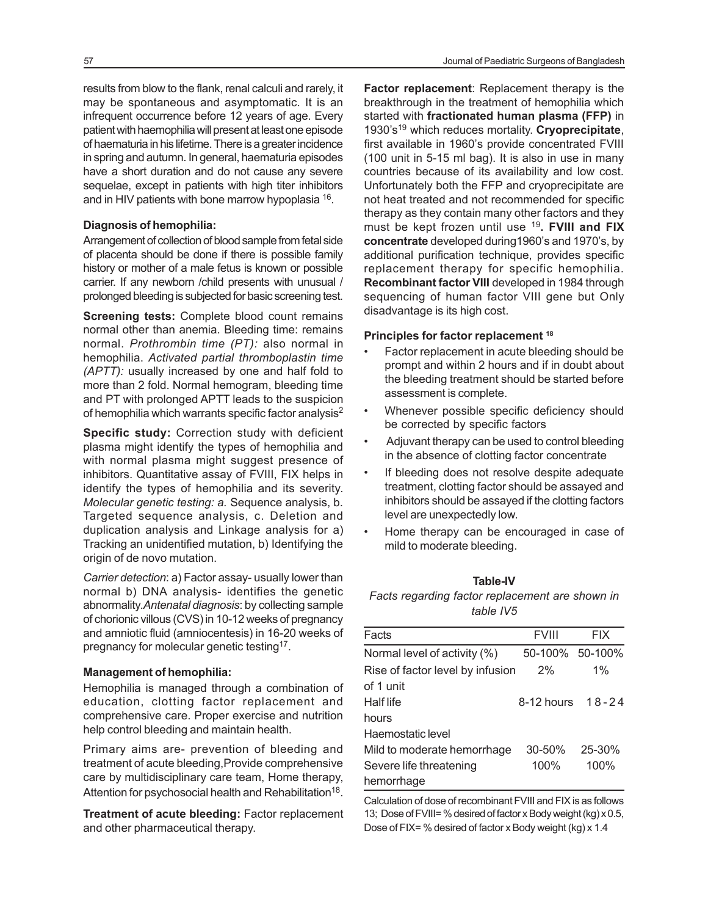results from blow to the flank, renal calculi and rarely, it may be spontaneous and asymptomatic. It is an infrequent occurrence before 12 years of age. Every patient with haemophilia will present at least one episode of haematuria in his lifetime. There is a greater incidence in spring and autumn. In general, haematuria episodes have a short duration and do not cause any severe sequelae, except in patients with high titer inhibitors and in HIV patients with bone marrow hypoplasia [16].

**Diagnosis of hemophilia:**

Arrangement of collection of blood sample from fetal side of placenta should be done if there is possible family history or mother of a male fetus is known or possible carrier. If any newborn /child presents with unusual / prolonged bleeding is subjected for basic screening test.

**Screening tests:** Complete blood count remains normal other than anemia. Bleeding time: remains normal. *Prothrombin time (PT):* also normal in hemophilia. *Activated partial thromboplastin time (APTT):* usually increased by one and half fold to more than 2 fold. Normal hemogram, bleeding time and PT with prolonged APTT leads to the suspicion of hemophilia which warrants specific factor analysis[2]

**Specific study:** Correction study with deficient plasma might identify the types of hemophilia and with normal plasma might suggest presence of inhibitors. Quantitative assay of FVIII, FIX helps in identify the types of hemophilia and its severity. *Molecular genetic testing: a.* Sequence analysis, b. Targeted sequence analysis, c. Deletion and duplication analysis and Linkage analysis for a) Tracking an unidentified mutation, b) Identifying the origin of de novo mutation.

*Carrier detection*: a) Factor assay- usually lower than normal b) DNA analysis- identifies the genetic abnormality.*Antenatal diagnosis*: by collecting sample of chorionic villous (CVS) in 10-12 weeks of pregnancy and amniotic fluid (amniocentesis) in 16-20 weeks of pregnancy for molecular genetic testing[17].

**Management of hemophilia:**

Hemophilia is managed through a combination of education, clotting factor replacement and comprehensive care. Proper exercise and nutrition help control bleeding and maintain health.

Primary aims are- prevention of bleeding and treatment of acute bleeding,Provide comprehensive care by multidisciplinary care team, Home therapy, Attention for psychosocial health and Rehabilitation[18].

**Treatment of acute bleeding:** Factor replacement and other pharmaceutical therapy.

**Factor replacement**: Replacement therapy is the breakthrough in the treatment of hemophilia which started with **fractionated human plasma (FFP)** in 1930's[19] which reduces mortality. **Cryoprecipitate**, first available in 1960's provide concentrated FVIII (100 unit in 5-15 ml bag). It is also in use in many countries because of its availability and low cost. Unfortunately both the FFP and cryoprecipitate are not heat treated and not recommended for specific therapy as they contain many other factors and they must be kept frozen until use [19]**. FVIII and FIX concentrate** developed during1960's and 1970's, by additional purification technique, provides specific replacement therapy for specific hemophilia. **Recombinant factor VIII** developed in 1984 through sequencing of human factor VIII gene but Only disadvantage is its high cost.

**Principles for factor replacement [18]**

- Factor replacement in acute bleeding should be prompt and within 2 hours and if in doubt about the bleeding treatment should be started before assessment is complete.
- Whenever possible specific deficiency should be corrected by specific factors
- Adjuvant therapy can be used to control bleeding in the absence of clotting factor concentrate
- If bleeding does not resolve despite adequate treatment, clotting factor should be assayed and inhibitors should be assayed if the clotting factors level are unexpectedly low.
- Home therapy can be encouraged in case of mild to moderate bleeding.

**Table-IV**

*Facts regarding factor replacement are shown in table IV5*

| Facts | FVIII | FIX |
|---|---|---|
| Normal level of activity (%) | 50-100% | 50-100% |
| Rise of factor level by infusion of 1 unit | 2% | 1% |
| Half life | 8-12 hours | 18-24 hours |
| Haemostatic level | | |
| Mild to moderate hemorrhage | 30-50% | 25-30% |
| Severe life threatening hemorrhage | 100% | 100% |

Calculation of dose of recombinant FVIII and FIX is as follows 13; Dose of FVIII= % desired of factor x Body weight (kg) x 0.5, Dose of FIX= % desired of factor x Body weight (kg) x 1.4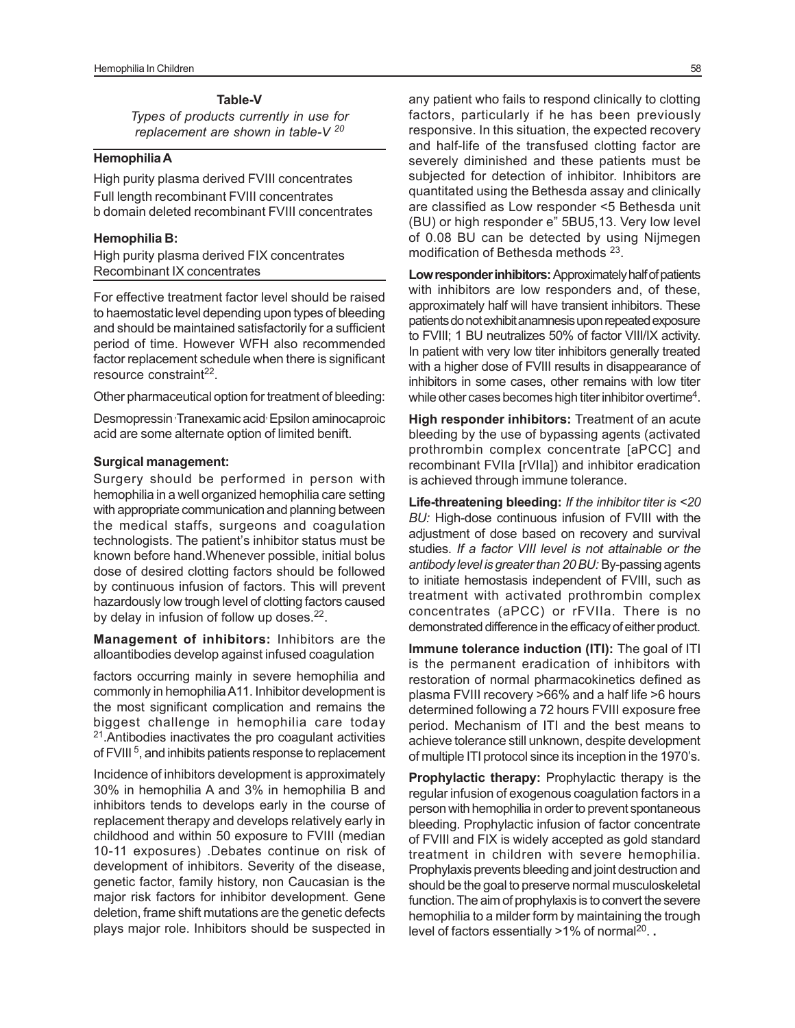**Table-V**

*Types of products currently in use for replacement are shown in table-V* [20]

| **Hemophilia A** |
|---|
| High purity plasma derived FVIII concentrates |
| Full length recombinant FVIII concentrates |
| b domain deleted recombinant FVIII concentrates |
| **Hemophilia B:** |
| High purity plasma derived FIX concentrates |
| Recombinant IX concentrates |

For effective treatment factor level should be raised to haemostatic level depending upon types of bleeding and should be maintained satisfactorily for a sufficient period of time. However WFH also recommended factor replacement schedule when there is significant resource constraint[22].

Other pharmaceutical option for treatment of bleeding:

Desmopressin ,Tranexamic acid, Epsilon aminocaproic acid are some alternate option of limited benift.

**Surgical management:**

Surgery should be performed in person with hemophilia in a well organized hemophilia care setting with appropriate communication and planning between the medical staffs, surgeons and coagulation technologists. The patient's inhibitor status must be known before hand.Whenever possible, initial bolus dose of desired clotting factors should be followed by continuous infusion of factors. This will prevent hazardously low trough level of clotting factors caused by delay in infusion of follow up doses.[22].

**Management of inhibitors:** Inhibitors are the alloantibodies develop against infused coagulation factors occurring mainly in severe hemophilia and commonly in hemophilia A11. Inhibitor development is the most significant complication and remains the biggest challenge in hemophilia care today [21].Antibodies inactivates the pro coagulant activities of FVIII [5], and inhibits patients response to replacement

Incidence of inhibitors development is approximately 30% in hemophilia A and 3% in hemophilia B and inhibitors tends to develops early in the course of replacement therapy and develops relatively early in childhood and within 50 exposure to FVIII (median 10-11 exposures) .Debates continue on risk of development of inhibitors. Severity of the disease, genetic factor, family history, non Caucasian is the major risk factors for inhibitor development. Gene deletion, frame shift mutations are the genetic defects plays major role. Inhibitors should be suspected in any patient who fails to respond clinically to clotting factors, particularly if he has been previously responsive. In this situation, the expected recovery and half-life of the transfused clotting factor are severely diminished and these patients must be subjected for detection of inhibitor. Inhibitors are quantitated using the Bethesda assay and clinically are classified as Low responder <5 Bethesda unit (BU) or high responder e" 5BU5,13. Very low level of 0.08 BU can be detected by using Nijmegen modification of Bethesda methods [23].

**Low responder inhibitors:** Approximately half of patients with inhibitors are low responders and, of these, approximately half will have transient inhibitors. These patients do not exhibit anamnesis upon repeated exposure to FVIII; 1 BU neutralizes 50% of factor VIII/IX activity. In patient with very low titer inhibitors generally treated with a higher dose of FVIII results in disappearance of inhibitors in some cases, other remains with low titer while other cases becomes high titer inhibitor overtime[4].

**High responder inhibitors:** Treatment of an acute bleeding by the use of bypassing agents (activated prothrombin complex concentrate [aPCC] and recombinant FVIIa [rVIIa]) and inhibitor eradication is achieved through immune tolerance.

**Life-threatening bleeding:** *If the inhibitor titer is <20 BU:* High-dose continuous infusion of FVIII with the adjustment of dose based on recovery and survival studies. *If a factor VIII level is not attainable or the antibody level is greater than 20 BU:* By-passing agents to initiate hemostasis independent of FVIII, such as treatment with activated prothrombin complex concentrates (aPCC) or rFVIIa. There is no demonstrated difference in the efficacy of either product.

**Immune tolerance induction (ITI):** The goal of ITI is the permanent eradication of inhibitors with restoration of normal pharmacokinetics defined as plasma FVIII recovery >66% and a half life >6 hours determined following a 72 hours FVIII exposure free period. Mechanism of ITI and the best means to achieve tolerance still unknown, despite development of multiple ITI protocol since its inception in the 1970's.

**Prophylactic therapy:** Prophylactic therapy is the regular infusion of exogenous coagulation factors in a person with hemophilia in order to prevent spontaneous bleeding. Prophylactic infusion of factor concentrate of FVIII and FIX is widely accepted as gold standard treatment in children with severe hemophilia. Prophylaxis prevents bleeding and joint destruction and should be the goal to preserve normal musculoskeletal function. The aim of prophylaxis is to convert the severe hemophilia to a milder form by maintaining the trough level of factors essentially >1% of normal[20]. .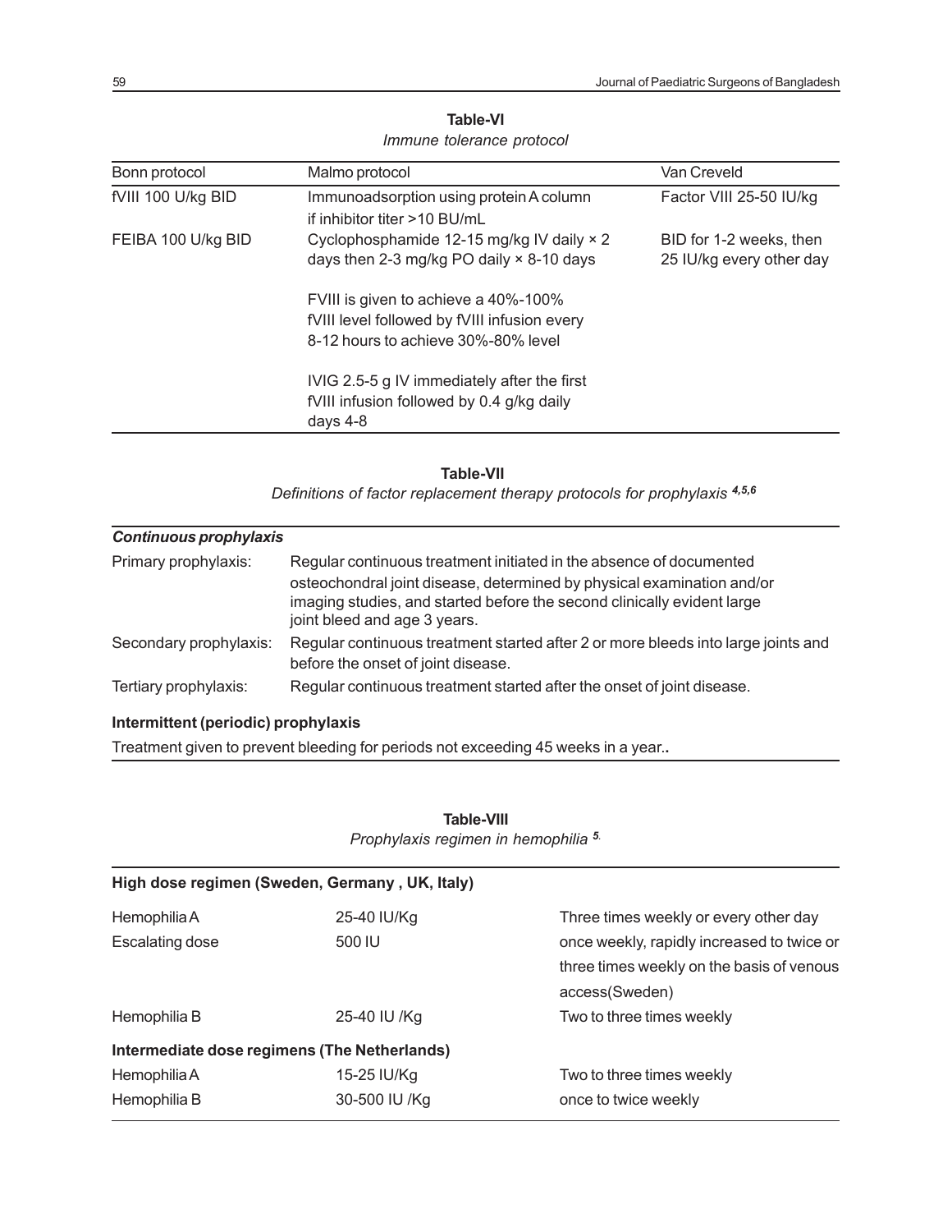**Table-VI**

*Immune tolerance protocol*

| Bonn protocol | Malmo protocol | Van Creveld |
|---|---|---|
| fVIII 100 U/kg BID | Immunoadsorption using protein A column if inhibitor titer >10 BU/mL | Factor VIII 25-50 IU/kg |
| FEIBA 100 U/kg BID | Cyclophosphamide 12-15 mg/kg IV daily × 2 days then 2-3 mg/kg PO daily × 8-10 days | BID for 1-2 weeks, then 25 IU/kg every other day |
| | FVIII is given to achieve a 40%-100% fVIII level followed by fVIII infusion every 8-12 hours to achieve 30%-80% level | |
| | IVIG 2.5-5 g IV immediately after the first fVIII infusion followed by 0.4 g/kg daily days 4-8 | |

**Table-VII**

*Definitions of factor replacement therapy protocols for prophylaxis [4,5,6]*

| ***Continuous prophylaxis*** | |
|---|---|
| Primary prophylaxis: | Regular continuous treatment initiated in the absence of documented osteochondral joint disease, determined by physical examination and/or imaging studies, and started before the second clinically evident large joint bleed and age 3 years. |
| Secondary prophylaxis: | Regular continuous treatment started after 2 or more bleeds into large joints and before the onset of joint disease. |
| Tertiary prophylaxis: | Regular continuous treatment started after the onset of joint disease. |
| **Intermittent (periodic) prophylaxis** | |
| Treatment given to prevent bleeding for periods not exceeding 45 weeks in a year.. | |

**Table-VIII**

*Prophylaxis regimen in hemophilia [5]*

| **High dose regimen (Sweden, Germany , UK, Italy)** | | |
|---|---|---|
| Hemophilia A | 25-40 IU/Kg | Three times weekly or every other day |
| Escalating dose | 500 IU | once weekly, rapidly increased to twice or three times weekly on the basis of venous access(Sweden) |
| Hemophilia B | 25-40 IU /Kg | Two to three times weekly |
| **Intermediate dose regimens (The Netherlands)** | | |
| Hemophilia A | 15-25 IU/Kg | Two to three times weekly |
| Hemophilia B | 30-500 IU /Kg | once to twice weekly |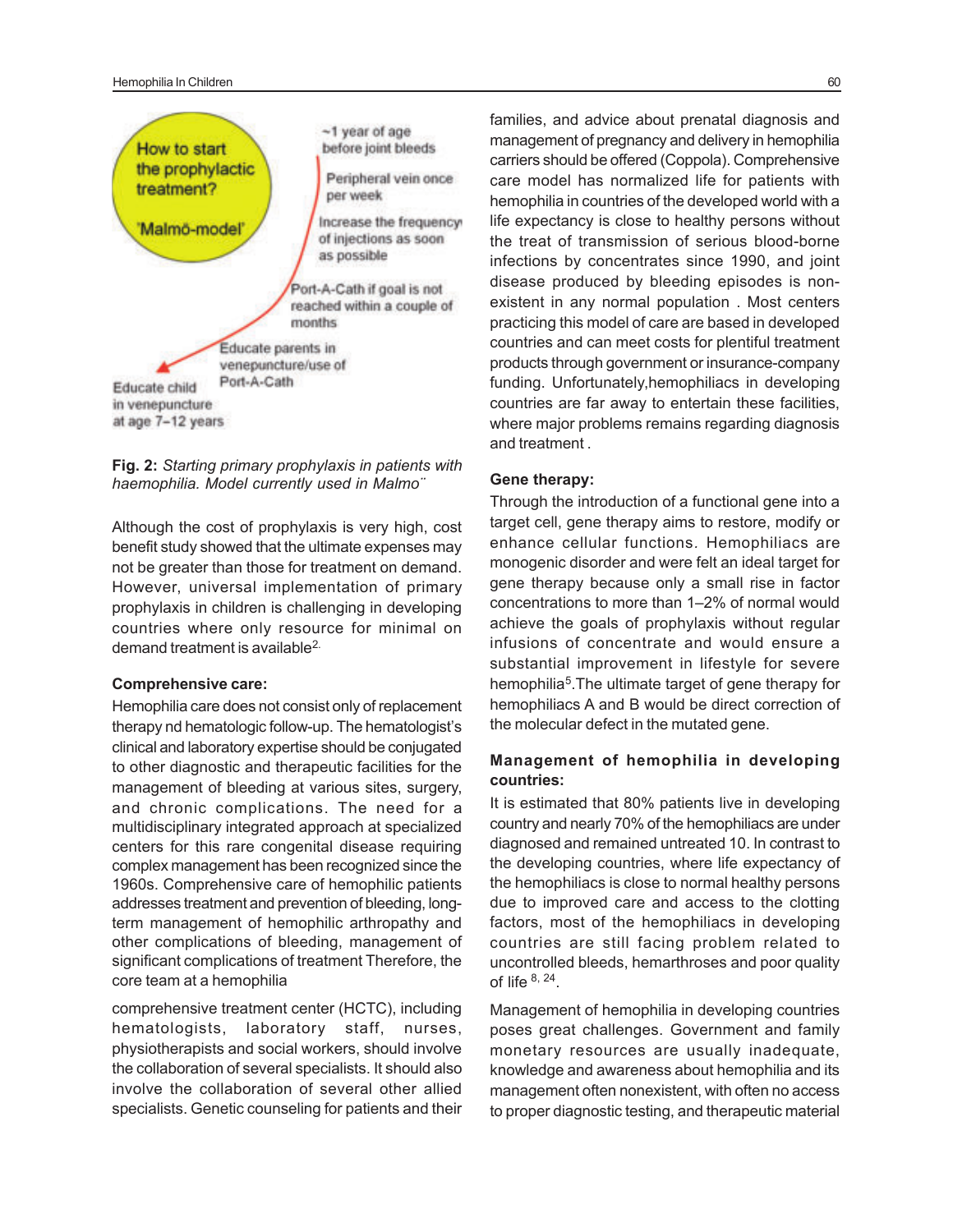How to start the prophylactic treatment?

'Malmö-model'

~1 year of age before joint bleeds

Peripheral vein once per week

Increase the frequency of injections as soon as possible

Port-A-Cath if goal is not reached within a couple of months

Educate parents in venepuncture/use of Port-A-Cath

Educate child in venepuncture at age 7–12 years

**Fig. 2:** *Starting primary prophylaxis in patients with haemophilia. Model currently used in Malmo¨*

Although the cost of prophylaxis is very high, cost benefit study showed that the ultimate expenses may not be greater than those for treatment on demand. However, universal implementation of primary prophylaxis in children is challenging in developing countries where only resource for minimal on demand treatment is available[2].

**Comprehensive care:**

Hemophilia care does not consist only of replacement therapy nd hematologic follow-up. The hematologist's clinical and laboratory expertise should be conjugated to other diagnostic and therapeutic facilities for the management of bleeding at various sites, surgery, and chronic complications. The need for a multidisciplinary integrated approach at specialized centers for this rare congenital disease requiring complex management has been recognized since the 1960s. Comprehensive care of hemophilic patients addresses treatment and prevention of bleeding, long-term management of hemophilic arthropathy and other complications of bleeding, management of significant complications of treatment Therefore, the core team at a hemophilia

comprehensive treatment center (HCTC), including hematologists, laboratory staff, nurses, physiotherapists and social workers, should involve the collaboration of several specialists. It should also involve the collaboration of several other allied specialists. Genetic counseling for patients and their families, and advice about prenatal diagnosis and management of pregnancy and delivery in hemophilia carriers should be offered (Coppola). Comprehensive care model has normalized life for patients with hemophilia in countries of the developed world with a life expectancy is close to healthy persons without the treat of transmission of serious blood-borne infections by concentrates since 1990, and joint disease produced by bleeding episodes is non-existent in any normal population . Most centers practicing this model of care are based in developed countries and can meet costs for plentiful treatment products through government or insurance-company funding. Unfortunately,hemophiliacs in developing countries are far away to entertain these facilities, where major problems remains regarding diagnosis and treatment .

**Gene therapy:**

Through the introduction of a functional gene into a target cell, gene therapy aims to restore, modify or enhance cellular functions. Hemophiliacs are monogenic disorder and were felt an ideal target for gene therapy because only a small rise in factor concentrations to more than 1–2% of normal would achieve the goals of prophylaxis without regular infusions of concentrate and would ensure a substantial improvement in lifestyle for severe hemophilia[5].The ultimate target of gene therapy for hemophiliacs A and B would be direct correction of the molecular defect in the mutated gene.

**Management of hemophilia in developing countries:**

It is estimated that 80% patients live in developing country and nearly 70% of the hemophiliacs are under diagnosed and remained untreated 10. In contrast to the developing countries, where life expectancy of the hemophiliacs is close to normal healthy persons due to improved care and access to the clotting factors, most of the hemophiliacs in developing countries are still facing problem related to uncontrolled bleeds, hemarthroses and poor quality of life [8, 24].

Management of hemophilia in developing countries poses great challenges. Government and family monetary resources are usually inadequate, knowledge and awareness about hemophilia and its management often nonexistent, with often no access to proper diagnostic testing, and therapeutic material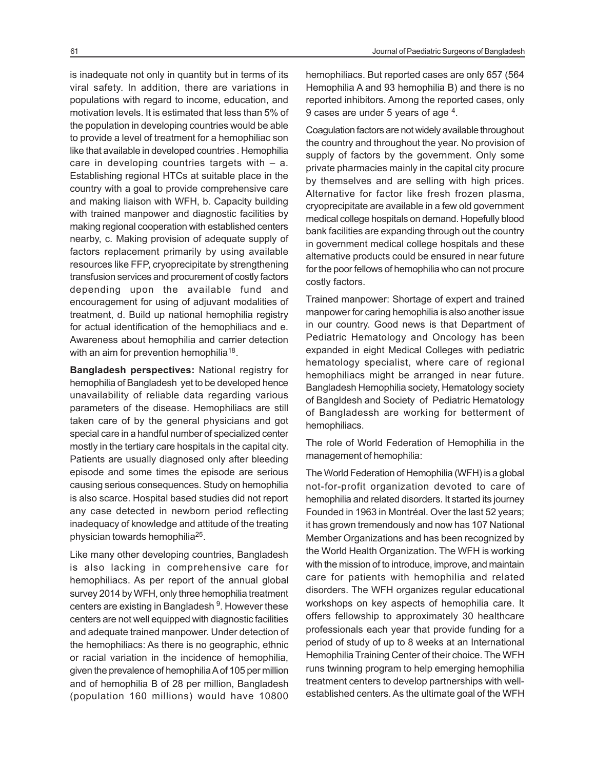is inadequate not only in quantity but in terms of its viral safety. In addition, there are variations in populations with regard to income, education, and motivation levels. It is estimated that less than 5% of the population in developing countries would be able to provide a level of treatment for a hemophiliac son like that available in developed countries . Hemophilia care in developing countries targets with – a. Establishing regional HTCs at suitable place in the country with a goal to provide comprehensive care and making liaison with WFH, b. Capacity building with trained manpower and diagnostic facilities by making regional cooperation with established centers nearby, c. Making provision of adequate supply of factors replacement primarily by using available resources like FFP, cryoprecipitate by strengthening transfusion services and procurement of costly factors depending upon the available fund and encouragement for using of adjuvant modalities of treatment, d. Build up national hemophilia registry for actual identification of the hemophiliacs and e. Awareness about hemophilia and carrier detection with an aim for prevention hemophilia[18].

**Bangladesh perspectives:** National registry for hemophilia of Bangladesh yet to be developed hence unavailability of reliable data regarding various parameters of the disease. Hemophiliacs are still taken care of by the general physicians and got special care in a handful number of specialized center mostly in the tertiary care hospitals in the capital city. Patients are usually diagnosed only after bleeding episode and some times the episode are serious causing serious consequences. Study on hemophilia is also scarce. Hospital based studies did not report any case detected in newborn period reflecting inadequacy of knowledge and attitude of the treating physician towards hemophilia[25].

Like many other developing countries, Bangladesh is also lacking in comprehensive care for hemophiliacs. As per report of the annual global survey 2014 by WFH, only three hemophilia treatment centers are existing in Bangladesh [9]. However these centers are not well equipped with diagnostic facilities and adequate trained manpower. Under detection of the hemophiliacs: As there is no geographic, ethnic or racial variation in the incidence of hemophilia, given the prevalence of hemophilia A of 105 per million and of hemophilia B of 28 per million, Bangladesh (population 160 millions) would have 10800 hemophiliacs. But reported cases are only 657 (564 Hemophilia A and 93 hemophilia B) and there is no reported inhibitors. Among the reported cases, only 9 cases are under 5 years of age [4].

Coagulation factors are not widely available throughout the country and throughout the year. No provision of supply of factors by the government. Only some private pharmacies mainly in the capital city procure by themselves and are selling with high prices. Alternative for factor like fresh frozen plasma, cryoprecipitate are available in a few old government medical college hospitals on demand. Hopefully blood bank facilities are expanding through out the country in government medical college hospitals and these alternative products could be ensured in near future for the poor fellows of hemophilia who can not procure costly factors.

Trained manpower: Shortage of expert and trained manpower for caring hemophilia is also another issue in our country. Good news is that Department of Pediatric Hematology and Oncology has been expanded in eight Medical Colleges with pediatric hematology specialist, where care of regional hemophiliacs might be arranged in near future. Bangladesh Hemophilia society, Hematology society of Bangldesh and Society of Pediatric Hematology of Bangladessh are working for betterment of hemophiliacs.

The role of World Federation of Hemophilia in the management of hemophilia:

The World Federation of Hemophilia (WFH) is a global not-for-profit organization devoted to care of hemophilia and related disorders. It started its journey Founded in 1963 in Montréal. Over the last 52 years; it has grown tremendously and now has 107 National Member Organizations and has been recognized by the World Health Organization. The WFH is working with the mission of to introduce, improve, and maintain care for patients with hemophilia and related disorders. The WFH organizes regular educational workshops on key aspects of hemophilia care. It offers fellowship to approximately 30 healthcare professionals each year that provide funding for a period of study of up to 8 weeks at an International Hemophilia Training Center of their choice. The WFH runs twinning program to help emerging hemophilia treatment centers to develop partnerships with well-established centers. As the ultimate goal of the WFH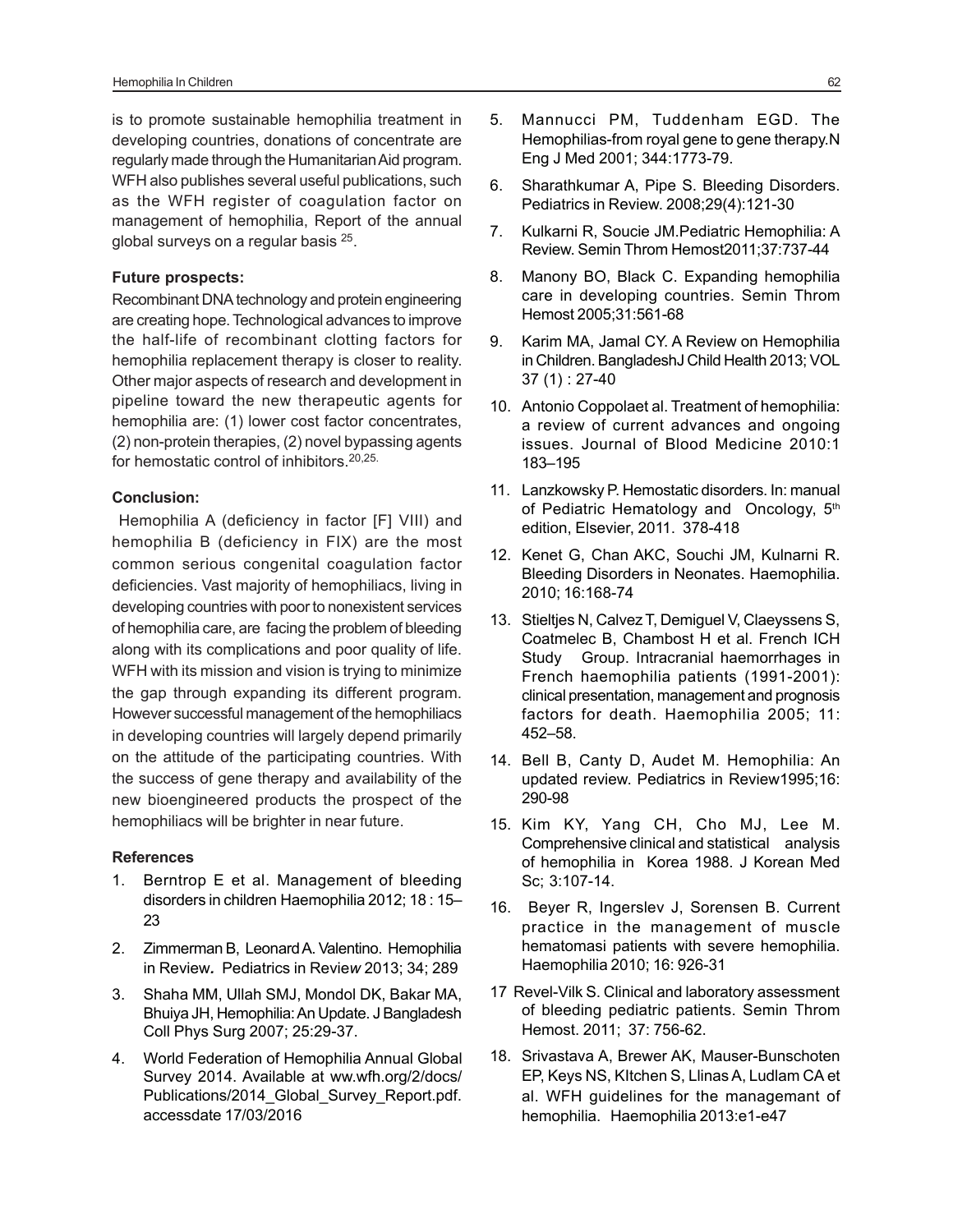is to promote sustainable hemophilia treatment in developing countries, donations of concentrate are regularly made through the Humanitarian Aid program. WFH also publishes several useful publications, such as the WFH register of coagulation factor on management of hemophilia, Report of the annual global surveys on a regular basis [25].

**Future prospects:**

Recombinant DNA technology and protein engineering are creating hope. Technological advances to improve the half-life of recombinant clotting factors for hemophilia replacement therapy is closer to reality. Other major aspects of research and development in pipeline toward the new therapeutic agents for hemophilia are: (1) lower cost factor concentrates, (2) non-protein therapies, (2) novel bypassing agents for hemostatic control of inhibitors.[20,25.]

**Conclusion:**

Hemophilia A (deficiency in factor [F] VIII) and hemophilia B (deficiency in FIX) are the most common serious congenital coagulation factor deficiencies. Vast majority of hemophiliacs, living in developing countries with poor to nonexistent services of hemophilia care, are facing the problem of bleeding along with its complications and poor quality of life. WFH with its mission and vision is trying to minimize the gap through expanding its different program. However successful management of the hemophiliacs in developing countries will largely depend primarily on the attitude of the participating countries. With the success of gene therapy and availability of the new bioengineered products the prospect of the hemophiliacs will be brighter in near future.

**References**

1. Berntrop E et al. Management of bleeding disorders in children Haemophilia 2012; 18 : 15–23
2. Zimmerman B, Leonard A. Valentino. Hemophilia in Review**.** Pediatrics in Review 2013; 34; 289
3. Shaha MM, Ullah SMJ, Mondol DK, Bakar MA, Bhuiya JH, Hemophilia: An Update. J Bangladesh Coll Phys Surg 2007; 25:29-37.
4. World Federation of Hemophilia Annual Global Survey 2014. Available at ww.wfh.org/2/docs/Publications/2014_Global_Survey_Report.pdf. accessdate 17/03/2016
5. Mannucci PM, Tuddenham EGD. The Hemophilias-from royal gene to gene therapy.N Eng J Med 2001; 344:1773-79.
6. Sharathkumar A, Pipe S. Bleeding Disorders. Pediatrics in Review. 2008;29(4):121-30
7. Kulkarni R, Soucie JM.Pediatric Hemophilia: A Review. Semin Throm Hemost2011;37:737-44
8. Manony BO, Black C. Expanding hemophilia care in developing countries. Semin Throm Hemost 2005;31:561-68
9. Karim MA, Jamal CY. A Review on Hemophilia in Children. BangladeshJ Child Health 2013; VOL 37 (1) : 27-40
10. Antonio Coppolaet al. Treatment of hemophilia: a review of current advances and ongoing issues. Journal of Blood Medicine 2010:1 183–195
11. Lanzkowsky P. Hemostatic disorders. In: manual of Pediatric Hematology and Oncology, 5th edition, Elsevier, 2011. 378-418
12. Kenet G, Chan AKC, Souchi JM, Kulnarni R. Bleeding Disorders in Neonates. Haemophilia. 2010; 16:168-74
13. Stieltjes N, Calvez T, Demiguel V, Claeyssens S, Coatmelec B, Chambost H et al. French ICH Study Group. Intracranial haemorrhages in French haemophilia patients (1991-2001): clinical presentation, management and prognosis factors for death. Haemophilia 2005; 11: 452–58.
14. Bell B, Canty D, Audet M. Hemophilia: An updated review. Pediatrics in Review1995;16: 290-98
15. Kim KY, Yang CH, Cho MJ, Lee M. Comprehensive clinical and statistical analysis of hemophilia in Korea 1988. J Korean Med Sc; 3:107-14.
16. Beyer R, Ingerslev J, Sorensen B. Current practice in the management of muscle hematomasi patients with severe hemophilia. Haemophilia 2010; 16: 926-31
17. Revel-Vilk S. Clinical and laboratory assessment of bleeding pediatric patients. Semin Throm Hemost. 2011; 37: 756-62.
18. Srivastava A, Brewer AK, Mauser-Bunschoten EP, Keys NS, KItchen S, Llinas A, Ludlam CA et al. WFH guidelines for the managemant of hemophilia. Haemophilia 2013:e1-e47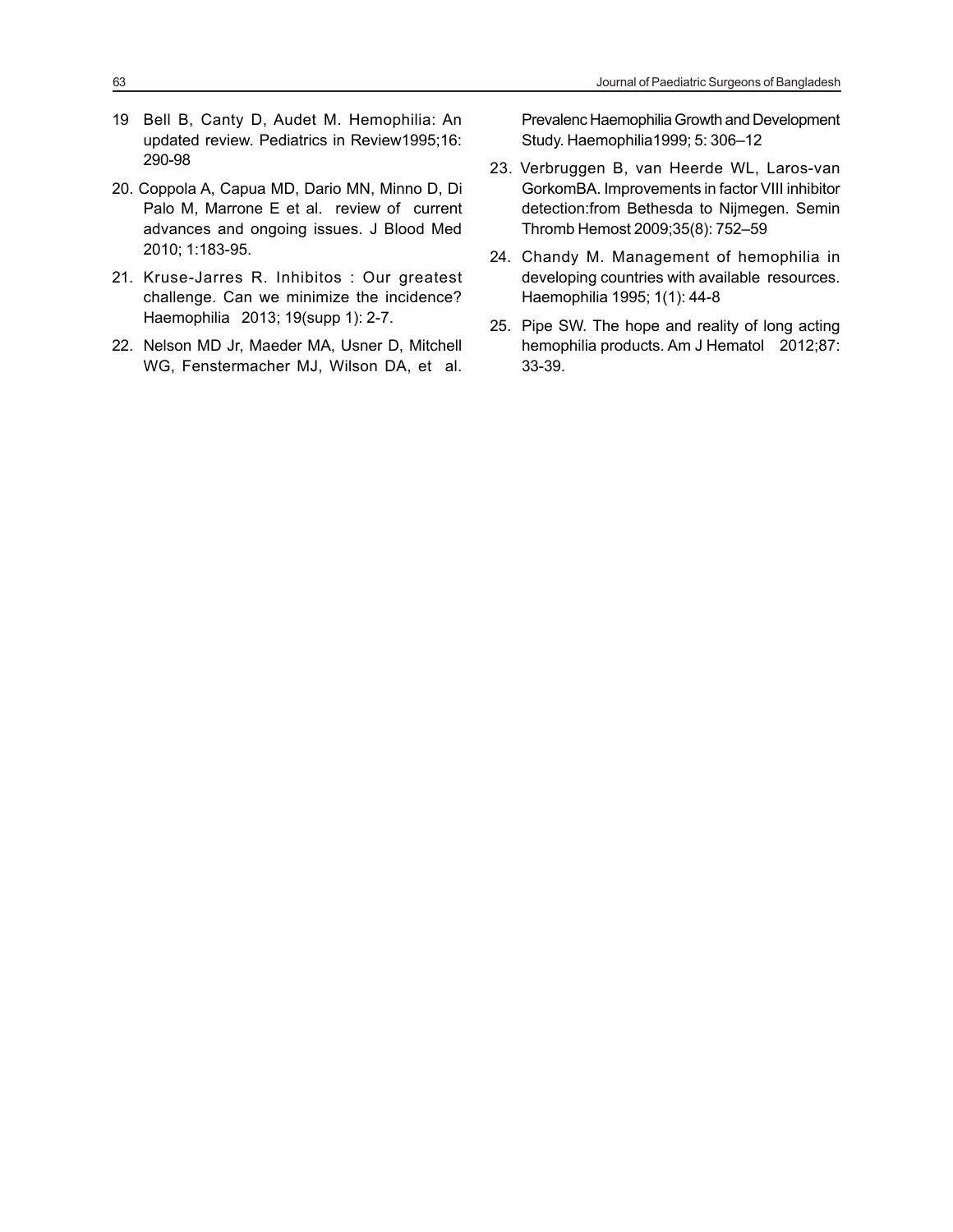19 Bell B, Canty D, Audet M. Hemophilia: An updated review. Pediatrics in Review1995;16: 290-98

20. Coppola A, Capua MD, Dario MN, Minno D, Di Palo M, Marrone E et al. review of current advances and ongoing issues. J Blood Med 2010; 1:183-95.

21. Kruse-Jarres R. Inhibitos : Our greatest challenge. Can we minimize the incidence? Haemophilia 2013; 19(supp 1): 2-7.

22. Nelson MD Jr, Maeder MA, Usner D, Mitchell WG, Fenstermacher MJ, Wilson DA, et al. Prevalenc Haemophilia Growth and Development Study. Haemophilia1999; 5: 306–12

23. Verbruggen B, van Heerde WL, Laros-van GorkomBA. Improvements in factor VIII inhibitor detection:from Bethesda to Nijmegen. Semin Thromb Hemost 2009;35(8): 752–59

24. Chandy M. Management of hemophilia in developing countries with available resources. Haemophilia 1995; 1(1): 44-8

25. Pipe SW. The hope and reality of long acting hemophilia products. Am J Hematol 2012;87: 33-39.